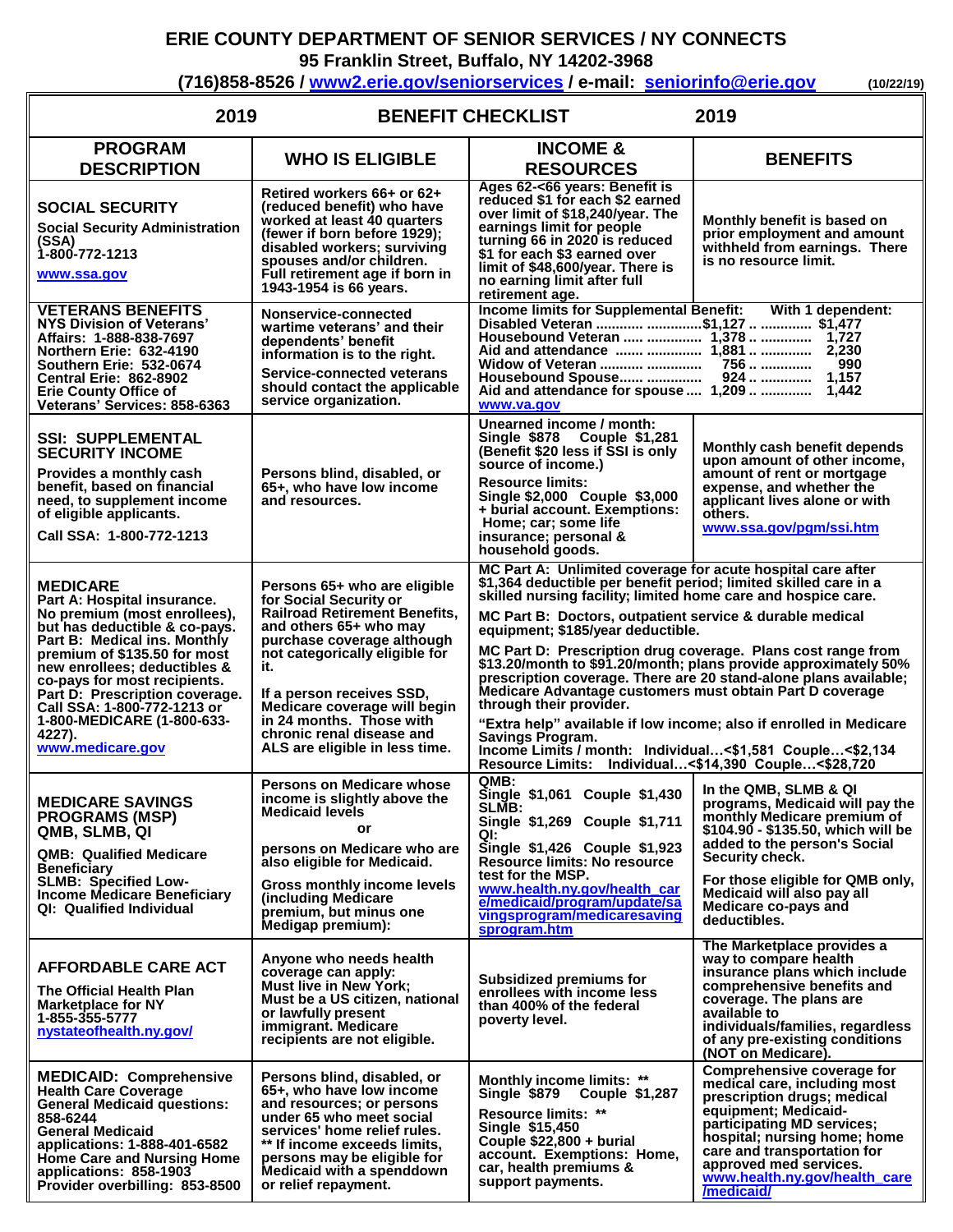# ERIE COUNTY DEPARTMENT OF SENIOR SERVICES / NY CONNECTS

**95 Franklin Street, Buffalo, NY 14202-3968**

**(716)858-8526 / www2.erie.gov/seniorservices / e-mail: seniorinfo@erie.gov** (10/22/19)

## 2019 BENEFIT CHECKLIST 2019

| PROGRAM DESCRIPTION | WHO IS ELIGIBLE | INCOME & RESOURCES | BENEFITS |
|---|---|---|---|
| **SOCIAL SECURITY**<br>Social Security Administration (SSA)<br>1-800-772-1213<br>www.ssa.gov | Retired workers 66+ or 62+ (reduced benefit) who have worked at least 40 quarters (fewer if born before 1929); disabled workers; surviving spouses and/or children. Full retirement age if born in 1943-1954 is 66 years. | Ages 62-<66 years: Benefit is reduced $1 for each $2 earned over limit of $18,240/year. The earnings limit for people turning 66 in 2020 is reduced $1 for each $3 earned over limit of $48,600/year. There is no earning limit after full retirement age. | Monthly benefit is based on prior employment and amount withheld from earnings. There is no resource limit. |
| **VETERANS BENEFITS**<br>NYS Division of Veterans' Affairs: 1-888-838-7697<br>Northern Erie: 632-4190<br>Southern Erie: 532-0674<br>Central Erie: 862-8902<br>Erie County Office of Veterans' Services: 858-6363 | Nonservice-connected wartime veterans' and their dependents' benefit information is to the right.<br>Service-connected veterans should contact the applicable service organization. | Income limits for Supplemental Benefit: / With 1 dependent:<br>Disabled Veteran ............ $1,127 .. ............ $1,477<br>Housebound Veteran ..... ............. 1,378 .. ............ 1,727<br>Aid and attendance ....... ............. 1,881 .. ............ 2,230<br>Widow of Veteran ........... ............. 756 .. ............ 990<br>Housebound Spouse...... ............. 924 .. ............ 1,157<br>Aid and attendance for spouse .... 1,209 .. ............ 1,442<br>www.va.gov | |
| **SSI: SUPPLEMENTAL SECURITY INCOME**<br>Provides a monthly cash benefit, based on financial need, to supplement income of eligible applicants.<br>Call SSA: 1-800-772-1213 | Persons blind, disabled, or 65+, who have low income and resources. | Unearned income / month:<br>Single $878 Couple $1,281<br>(Benefit $20 less if SSI is only source of income.)<br>Resource limits:<br>Single $2,000 Couple $3,000 + burial account. Exemptions: Home; car; some life insurance; personal & household goods. | Monthly cash benefit depends upon amount of other income, amount of rent or mortgage expense, and whether the applicant lives alone or with others.<br>www.ssa.gov/pgm/ssi.htm |
| **MEDICARE**<br>Part A: Hospital insurance. No premium (most enrollees), but has deductible & co-pays.<br>Part B: Medical ins. Monthly premium of $135.50 for most new enrollees; deductibles & co-pays for most recipients.<br>Part D: Prescription coverage.<br>Call SSA: 1-800-772-1213 or 1-800-MEDICARE (1-800-633-4227).<br>www.medicare.gov | Persons 65+ who are eligible for Social Security or Railroad Retirement Benefits, and others 65+ who may purchase coverage although not categorically eligible for it.<br>If a person receives SSD, Medicare coverage will begin in 24 months. Those with chronic renal disease and ALS are eligible in less time. | MC Part A: Unlimited coverage for acute hospital care after $1,364 deductible per benefit period; limited skilled care in a skilled nursing facility; limited home care and hospice care.<br>MC Part B: Doctors, outpatient service & durable medical equipment; $185/year deductible.<br>MC Part D: Prescription drug coverage. Plans cost range from $13.20/month to $91.20/month; plans provide approximately 50% prescription coverage. There are 20 stand-alone plans available; Medicare Advantage customers must obtain Part D coverage through their provider.<br>"Extra help" available if low income; also if enrolled in Medicare Savings Program.<br>Income Limits / month: Individual…<$1,581 Couple…<$2,134<br>Resource Limits: Individual…<$14,390 Couple…<$28,720 | |
| **MEDICARE SAVINGS PROGRAMS (MSP) QMB, SLMB, QI**<br>QMB: Qualified Medicare Beneficiary<br>SLMB: Specified Low-Income Medicare Beneficiary<br>QI: Qualified Individual | Persons on Medicare whose income is slightly above the Medicaid levels<br>or<br>persons on Medicare who are also eligible for Medicaid.<br>Gross monthly income levels (including Medicare premium, but minus one Medigap premium): | QMB:<br>Single $1,061 Couple $1,430<br>SLMB:<br>Single $1,269 Couple $1,711<br>QI:<br>Single $1,426 Couple $1,923<br>Resource limits: No resource test for the MSP.<br>www.health.ny.gov/health_care/medicaid/program/update/savingsprogram/medicaresavingsprogram.htm | In the QMB, SLMB & QI programs, Medicaid will pay the monthly Medicare premium of $104.90 - $135.50, which will be added to the person's Social Security check.<br>For those eligible for QMB only, Medicaid will also pay all Medicare co-pays and deductibles. |
| **AFFORDABLE CARE ACT**<br>The Official Health Plan Marketplace for NY<br>1-855-355-5777<br>nystateofhealth.ny.gov/ | Anyone who needs health coverage can apply:<br>Must live in New York;<br>Must be a US citizen, national or lawfully present immigrant. Medicare recipients are not eligible. | Subsidized premiums for enrollees with income less than 400% of the federal poverty level. | The Marketplace provides a way to compare health insurance plans which include comprehensive benefits and coverage. The plans are available to individuals/families, regardless of any pre-existing conditions (NOT on Medicare). |
| **MEDICAID: Comprehensive Health Care Coverage**<br>General Medicaid questions: 858-6244<br>General Medicaid applications: 1-888-401-6582<br>Home Care and Nursing Home applications: 858-1903<br>Provider overbilling: 853-8500 | Persons blind, disabled, or 65+, who have low income and resources; or persons under 65 who meet social services' home relief rules.<br>** If income exceeds limits, persons may be eligible for Medicaid with a spenddown or relief repayment. | Monthly income limits: **<br>Single $879 Couple $1,287<br>Resource limits: **<br>Single $15,450<br>Couple $22,800 + burial account. Exemptions: Home, car, health premiums & support payments. | Comprehensive coverage for medical care, including most prescription drugs; medical equipment; Medicaid-participating MD services; hospital; nursing home; home care and transportation for approved med services.<br>www.health.ny.gov/health_care/medicaid/ |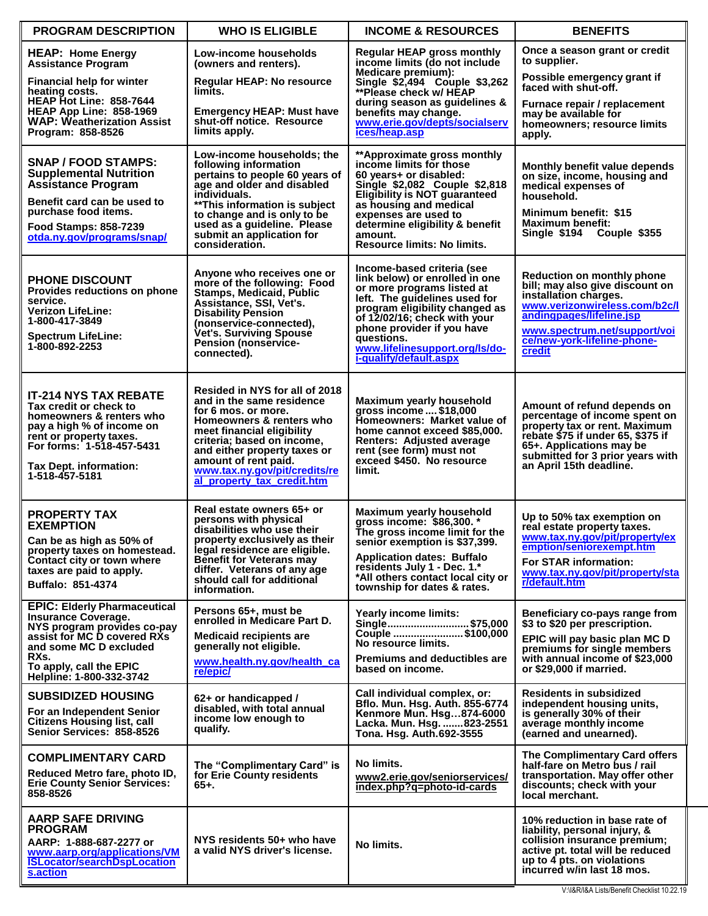| PROGRAM DESCRIPTION | WHO IS ELIGIBLE | INCOME & RESOURCES | BENEFITS |
|---|---|---|---|
| **HEAP: Home Energy Assistance Program**<br>Financial help for winter heating costs.<br>HEAP Hot Line: 858-7644<br>HEAP App Line: 858-1969<br>WAP: Weatherization Assist Program: 858-8526 | Low-income households (owners and renters).<br>Regular HEAP: No resource limits.<br>Emergency HEAP: Must have shut-off notice. Resource limits apply. | Regular HEAP gross monthly income limits (do not include Medicare premium):<br>Single $2,494 Couple $3,262<br>**Please check w/ HEAP during season as guidelines & benefits may change.<br>www.erie.gov/depts/socialservices/heap.asp | Once a season grant or credit to supplier.<br>Possible emergency grant if faced with shut-off.<br>Furnace repair / replacement may be available for homeowners; resource limits apply. |
| **SNAP / FOOD STAMPS: Supplemental Nutrition Assistance Program**<br>Benefit card can be used to purchase food items.<br>Food Stamps: 858-7239<br>otda.ny.gov/programs/snap/ | Low-income households; the following information pertains to people 60 years of age and older and disabled individuals.<br>**This information is subject to change and is only to be used as a guideline. Please submit an application for consideration. | **Approximate gross monthly income limits for those 60 years+ or disabled:<br>Single $2,082 Couple $2,818<br>Eligibility is NOT guaranteed as housing and medical expenses are used to determine eligibility & benefit amount.<br>Resource limits: No limits. | Monthly benefit value depends on size, income, housing and medical expenses of household.<br>Minimum benefit: $15<br>Maximum benefit:<br>Single $194 Couple $355 |
| **PHONE DISCOUNT**<br>Provides reductions on phone service.<br>Verizon LifeLine:<br>1-800-417-3849<br>Spectrum LifeLine:<br>1-800-892-2253 | Anyone who receives one or more of the following: Food Stamps, Medicaid, Public Assistance, SSI, Vet's. Disability Pension (nonservice-connected), Vet's. Surviving Spouse Pension (nonservice-connected). | Income-based criteria (see link below) or enrolled in one or more programs listed at left. The guidelines used for program eligibility changed as of 12/02/16; check with your phone provider if you have questions.<br>www.lifelinesupport.org/ls/do-i-qualify/default.aspx | Reduction on monthly phone bill; may also give discount on installation charges.<br>www.verizonwireless.com/b2c/landingpages/lifeline.jsp<br>www.spectrum.net/support/voice/new-york-lifeline-phone-credit |
| **IT-214 NYS TAX REBATE**<br>Tax credit or check to homeowners & renters who pay a high % of income on rent or property taxes.<br>For forms: 1-518-457-5431<br>Tax Dept. information:<br>1-518-457-5181 | Resided in NYS for all of 2018 and in the same residence for 6 mos. or more.<br>Homeowners & renters who meet financial eligibility criteria; based on income, and either property taxes or amount of rent paid.<br>www.tax.ny.gov/pit/credits/real_property_tax_credit.htm | Maximum yearly household gross income .... $18,000<br>Homeowners: Market value of home cannot exceed $85,000.<br>Renters: Adjusted average rent (see form) must not exceed $450. No resource limit. | Amount of refund depends on percentage of income spent on property tax or rent. Maximum rebate $75 if under 65, $375 if 65+. Applications may be submitted for 3 prior years with an April 15th deadline. |
| **PROPERTY TAX EXEMPTION**<br>Can be as high as 50% of property taxes on homestead. Contact city or town where taxes are paid to apply.<br>Buffalo: 851-4374 | Real estate owners 65+ or persons with physical disabilities who use their property exclusively as their legal residence are eligible. Benefit for Veterans may differ. Veterans of any age should call for additional information. | Maximum yearly household gross income: $86,300. *<br>The gross income limit for the senior exemption is $37,399.<br>Application dates: Buffalo residents July 1 - Dec. 1.*<br>*All others contact local city or township for dates & rates. | Up to 50% tax exemption on real estate property taxes.<br>www.tax.ny.gov/pit/property/exemption/seniorexempt.htm<br>For STAR information:<br>www.tax.ny.gov/pit/property/star/default.htm |
| **EPIC: Elderly Pharmaceutical Insurance Coverage.**<br>NYS program provides co-pay assist for MC D covered RXs and some MC D excluded RXs.<br>To apply, call the EPIC Helpline: 1-800-332-3742 | Persons 65+, must be enrolled in Medicare Part D.<br>Medicaid recipients are generally not eligible.<br>www.health.ny.gov/health_care/epic/ | Yearly income limits:<br>Single........................... $75,000<br>Couple ........................ $100,000<br>No resource limits.<br>Premiums and deductibles are based on income. | Beneficiary co-pays range from $3 to $20 per prescription.<br>EPIC will pay basic plan MC D premiums for single members with annual income of $23,000 or $29,000 if married. |
| **SUBSIDIZED HOUSING**<br>For an Independent Senior Citizens Housing list, call Senior Services: 858-8526 | 62+ or handicapped / disabled, with total annual income low enough to qualify. | Call individual complex, or:<br>Bflo. Mun. Hsg. Auth. 855-6774<br>Kenmore Mun. Hsg…874-6000<br>Lacka. Mun. Hsg. ........823-2551<br>Tona. Hsg. Auth.692-3555 | Residents in subsidized independent housing units, is generally 30% of their average monthly income (earned and unearned). |
| **COMPLIMENTARY CARD**<br>Reduced Metro fare, photo ID, Erie County Senior Services: 858-8526 | The "Complimentary Card" is for Erie County residents 65+. | No limits.<br>www2.erie.gov/seniorservices/index.php?q=photo-id-cards | The Complimentary Card offers half-fare on Metro bus / rail transportation. May offer other discounts; check with your local merchant. |
| **AARP SAFE DRIVING PROGRAM**<br>AARP: 1-888-687-2277 or<br>www.aarp.org/applications/VMISLocator/searchDspLocations.action | NYS residents 50+ who have a valid NYS driver's license. | No limits. | 10% reduction in base rate of liability, personal injury, & collision insurance premium; active pt. total will be reduced up to 4 pts. on violations incurred w/in last 18 mos. |

V:\I&R\I&A Lists\Benefit Checklist 10.22.19